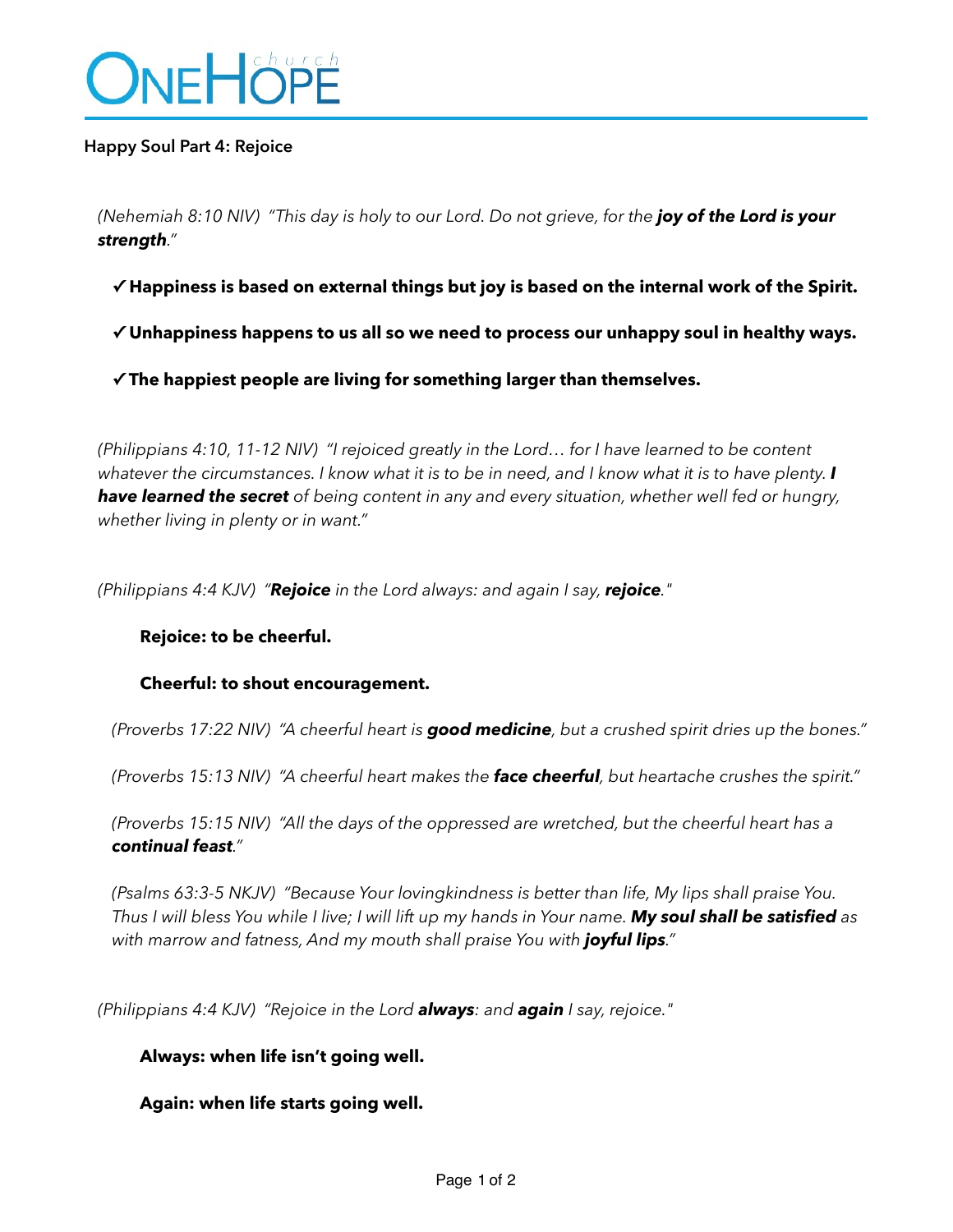# OneHope church

**Happy Soul Part 4: Rejoice**

*(Nehemiah 8:10 NIV) "This day is holy to our Lord. Do not grieve, for the* ***joy of the Lord is your strength****."*

- ✓ **Happiness is based on external things but joy is based on the internal work of the Spirit.**
- ✓ **Unhappiness happens to us all so we need to process our unhappy soul in healthy ways.**
- ✓ **The happiest people are living for something larger than themselves.**

*(Philippians 4:10, 11-12 NIV) "I rejoiced greatly in the Lord… for I have learned to be content whatever the circumstances. I know what it is to be in need, and I know what it is to have plenty.* ***I have learned the secret*** *of being content in any and every situation, whether well fed or hungry, whether living in plenty or in want."*

*(Philippians 4:4 KJV) "****Rejoice*** *in the Lord always: and again I say,* ***rejoice****."*

**Rejoice: to be cheerful.**

**Cheerful: to shout encouragement.**

*(Proverbs 17:22 NIV) "A cheerful heart is* ***good medicine****, but a crushed spirit dries up the bones."*

*(Proverbs 15:13 NIV) "A cheerful heart makes the* ***face cheerful****, but heartache crushes the spirit."*

*(Proverbs 15:15 NIV) "All the days of the oppressed are wretched, but the cheerful heart has a* ***continual feast****."*

*(Psalms 63:3-5 NKJV) "Because Your lovingkindness is better than life, My lips shall praise You. Thus I will bless You while I live; I will lift up my hands in Your name.* ***My soul shall be satisfied*** *as with marrow and fatness, And my mouth shall praise You with* ***joyful lips****."*

*(Philippians 4:4 KJV) "Rejoice in the Lord* ***always****: and* ***again*** *I say, rejoice."*

**Always: when life isn't going well.**

**Again: when life starts going well.**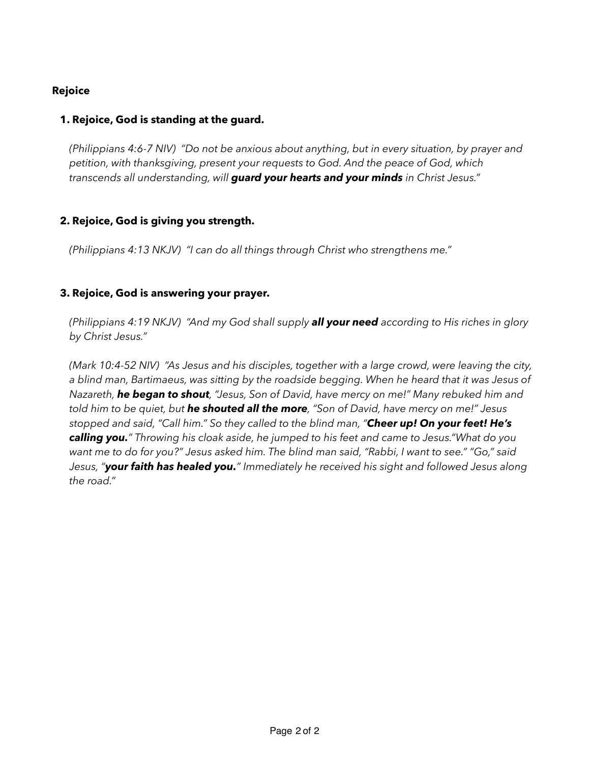**Rejoice**

1. **Rejoice, God is standing at the guard.**

   *(Philippians 4:6-7 NIV) "Do not be anxious about anything, but in every situation, by prayer and petition, with thanksgiving, present your requests to God. And the peace of God, which transcends all understanding, will **guard your hearts and your minds** in Christ Jesus."*

2. **Rejoice, God is giving you strength.**

   *(Philippians 4:13 NKJV) "I can do all things through Christ who strengthens me."*

3. **Rejoice, God is answering your prayer.**

   *(Philippians 4:19 NKJV) "And my God shall supply **all your need** according to His riches in glory by Christ Jesus."*

   *(Mark 10:4-52 NIV) "As Jesus and his disciples, together with a large crowd, were leaving the city, a blind man, Bartimaeus, was sitting by the roadside begging. When he heard that it was Jesus of Nazareth, **he began to shout**, "Jesus, Son of David, have mercy on me!" Many rebuked him and told him to be quiet, but **he shouted all the more**, "Son of David, have mercy on me!" Jesus stopped and said, "Call him." So they called to the blind man, "**Cheer up! On your feet! He's calling you.**" Throwing his cloak aside, he jumped to his feet and came to Jesus."What do you want me to do for you?" Jesus asked him. The blind man said, "Rabbi, I want to see." "Go," said Jesus, "**your faith has healed you.**" Immediately he received his sight and followed Jesus along the road."*